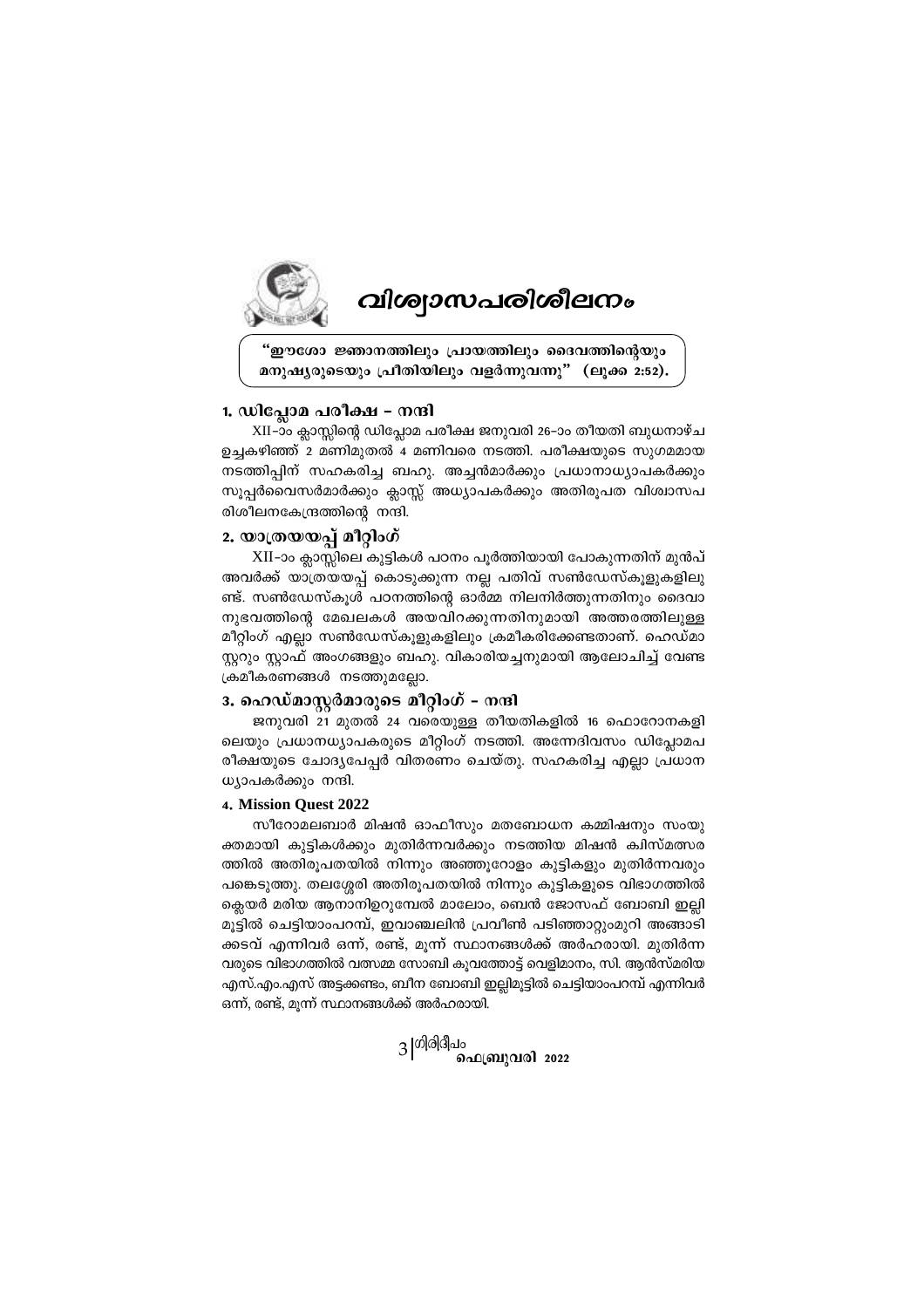# വിശ്വാസപരിശീലനം

> "ഈശോ ജ്ഞാനത്തിലും പ്രായത്തിലും ദൈവത്തിന്റെയും മനുഷ്യരുടെയും പ്രീതിയിലും വളർന്നുവന്നു" (ലൂക്ക 2:52).

## 1. ഡിപ്ലോമ പരീക്ഷ – നന്ദി

XII-ാം ക്ലാസ്സിന്റെ ഡിപ്ലോമ പരീക്ഷ ജനുവരി 26-ാം തീയതി ബുധനാഴ്ച ഉച്ചകഴിഞ്ഞ് 2 മണിമുതൽ 4 മണിവരെ നടത്തി. പരീക്ഷയുടെ സുഗമമായ നടത്തിപ്പിന് സഹകരിച്ച ബഹു. അച്ചൻമാർക്കും പ്രധാനാധ്യാപകർക്കും സൂപ്പർവൈസർമാർക്കും ക്ലാസ്സ് അധ്യാപകർക്കും അതിരൂപത വിശ്വാസപരിശീലനകേന്ദ്രത്തിന്റെ നന്ദി.

## 2. യാത്രയയപ്പ് മീറ്റിംഗ്

XII-ാം ക്ലാസ്സിലെ കുട്ടികൾ പഠനം പൂർത്തിയായി പോകുന്നതിന് മുൻപ് അവർക്ക് യാത്രയയപ്പ് കൊടുക്കുന്ന നല്ല പതിവ് സൺഡേസ്കൂളുകളിലുണ്ട്. സൺഡേസ്കൂൾ പഠനത്തിന്റെ ഓർമ്മ നിലനിർത്തുന്നതിനും ദൈവാനുഭവത്തിന്റെ മേഖലകൾ അയവിറക്കുന്നതിനുമായി അത്തരത്തിലുള്ള മീറ്റിംഗ് എല്ലാ സൺഡേസ്കൂളുകളിലും ക്രമീകരിക്കേണ്ടതാണ്. ഹെഡ്മാസ്റ്ററും സ്റ്റാഫ് അംഗങ്ങളും ബഹു. വികാരിയച്ചനുമായി ആലോചിച്ച് വേണ്ട ക്രമീകരണങ്ങൾ നടത്തുമല്ലോ.

## 3. ഹെഡ്മാസ്റ്റർമാരുടെ മീറ്റിംഗ് – നന്ദി

ജനുവരി 21 മുതൽ 24 വരെയുള്ള തീയതികളിൽ 16 ഫൊറോനകളിലെയും പ്രധാനധ്യാപകരുടെ മീറ്റിംഗ് നടത്തി. അന്നേദിവസം ഡിപ്ലോമപരീക്ഷയുടെ ചോദ്യപേപ്പർ വിതരണം ചെയ്തു. സഹകരിച്ച എല്ലാ പ്രധാനധ്യാപകർക്കും നന്ദി.

## 4. Mission Quest 2022

സീറോമലബാർ മിഷൻ ഓഫീസും മതബോധന കമ്മിഷനും സംയുക്തമായി കുട്ടികൾക്കും മുതിർന്നവർക്കും നടത്തിയ മിഷൻ ക്വിസ്മത്സരത്തിൽ അതിരൂപതയിൽ നിന്നും അഞ്ഞൂറോളം കുട്ടികളും മുതിർന്നവരും പങ്കെടുത്തു. തലശ്ശേരി അതിരൂപതയിൽ നിന്നും കുട്ടികളുടെ വിഭാഗത്തിൽ ക്ലെയർ മരിയ ആനാനിളറുമ്പേൽ മാലോം, ബെൻ ജോസഫ് ബോബി ഇല്ലിമൂട്ടിൽ ചെട്ടിയാംപറമ്പ്, ഇവാഞ്ചലിൻ പ്രവീൺ പടിഞ്ഞാറ്റുംമുറി അങ്ങാടിക്കടവ് എന്നിവർ ഒന്ന്, രണ്ട്, മൂന്ന് സ്ഥാനങ്ങൾക്ക് അർഹരായി. മുതിർന്നവരുടെ വിഭാഗത്തിൽ വത്സമ്മ സോബി കൂവത്തോട്ട് വെളിമാനം, സി. ആൻസ്മരിയ എസ്.എം.എസ് അട്ടക്കണ്ടം, ബീന ബോബി ഇല്ലിമൂട്ടിൽ ചെട്ടിയാംപറമ്പ് എന്നിവർ ഒന്ന്, രണ്ട്, മൂന്ന് സ്ഥാനങ്ങൾക്ക് അർഹരായി.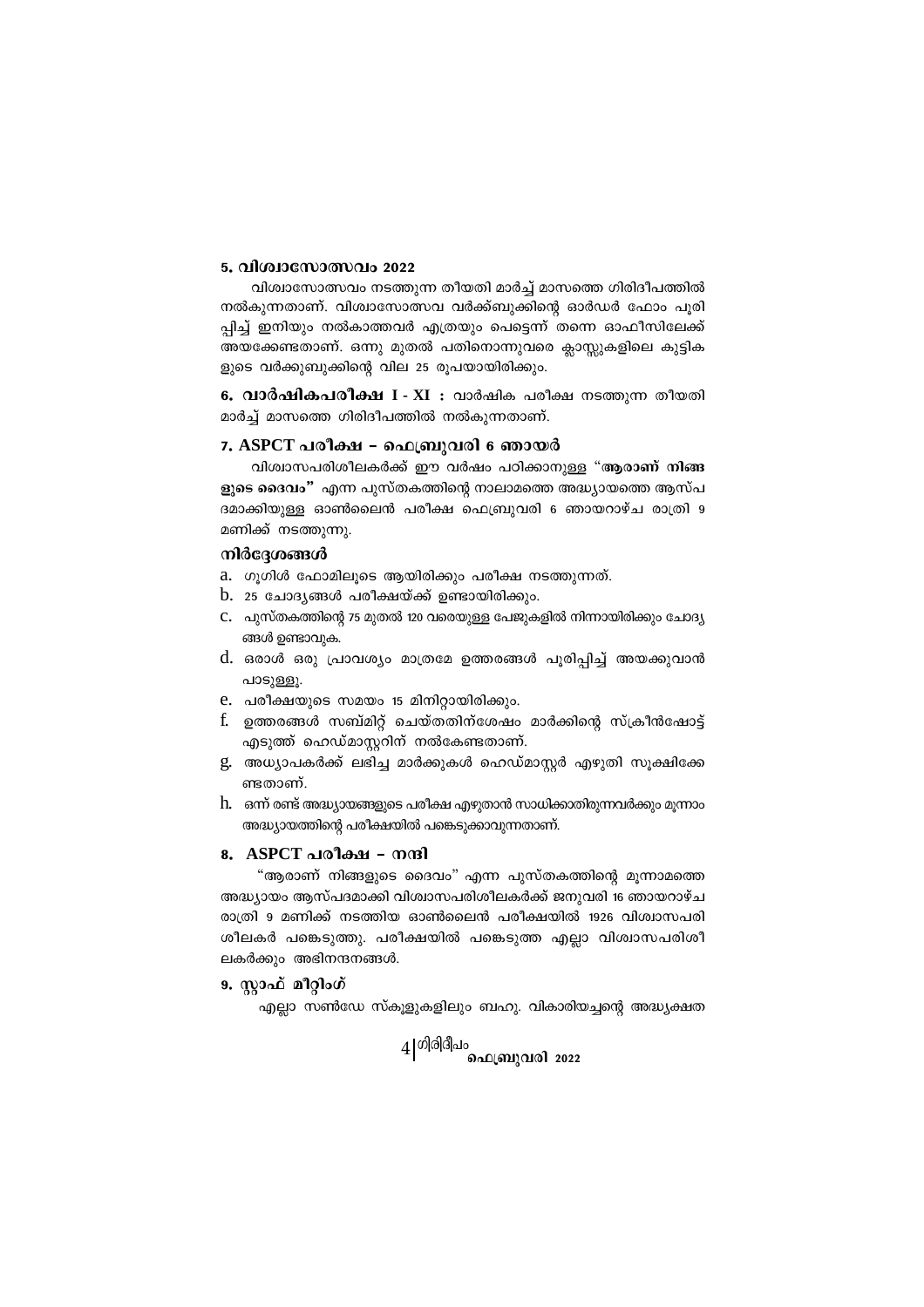### 5. വിശ്വാസോത്സവം 2022

വിശ്വാസോത്സവം നടത്തുന്ന തീയതി മാർച്ച് മാസത്തെ ഗിരിദീപത്തിൽ നൽകുന്നതാണ്. വിശ്വാസോത്സവ വർക്ക്ബുക്കിന്റെ ഓർഡർ ഫോം പൂരിപ്പിച്ച് ഇനിയും നൽകാത്തവർ എത്രയും പെട്ടെന്ന് തന്നെ ഓഫീസിലേക്ക് അയക്കേണ്ടതാണ്. ഒന്നു മുതൽ പതിനൊന്നുവരെ ക്ലാസ്സുകളിലെ കുട്ടികളുടെ വർക്കുബുക്കിന്റെ വില 25 രൂപയായിരിക്കും.

**6. വാർഷികപരീക്ഷ I - XI :** വാർഷിക പരീക്ഷ നടത്തുന്ന തീയതി മാർച്ച് മാസത്തെ ഗിരിദീപത്തിൽ നൽകുന്നതാണ്.

### 7. ASPCT പരീക്ഷ – ഫെബ്രുവരി 6 ഞായർ

വിശ്വാസപരിശീലകർക്ക് ഈ വർഷം പഠിക്കാനുള്ള **"ആരാണ് നിങ്ങളുടെ ദൈവം"** എന്ന പുസ്തകത്തിന്റെ നാലാമത്തെ അദ്ധ്യായത്തെ ആസ്പദമാക്കിയുള്ള ഓൺലൈൻ പരീക്ഷ ഫെബ്രുവരി 6 ഞായറാഴ്ച രാത്രി 9 മണിക്ക് നടത്തുന്നു.

#### നിർദ്ദേശങ്ങൾ

a. ഗൂഗിൾ ഫോമിലൂടെ ആയിരിക്കും പരീക്ഷ നടത്തുന്നത്.
b. 25 ചോദ്യങ്ങൾ പരീക്ഷയ്ക്ക് ഉണ്ടായിരിക്കും.
c. പുസ്തകത്തിന്റെ 75 മുതൽ 120 വരെയുള്ള പേജുകളിൽ നിന്നായിരിക്കും ചോദ്യങ്ങൾ ഉണ്ടാവുക.
d. ഒരാൾ ഒരു പ്രാവശ്യം മാത്രമേ ഉത്തരങ്ങൾ പൂരിപ്പിച്ച് അയക്കുവാൻ പാടുള്ളൂ.
e. പരീക്ഷയുടെ സമയം 15 മിനിറ്റായിരിക്കും.
f. ഉത്തരങ്ങൾ സബ്മിറ്റ് ചെയ്തതിന്ശേഷം മാർക്കിന്റെ സ്ക്രീൻഷോട്ട് എടുത്ത് ഹെഡ്മാസ്റ്ററിന് നൽകേണ്ടതാണ്.
g. അധ്യാപകർക്ക് ലഭിച്ച മാർക്കുകൾ ഹെഡ്മാസ്റ്റർ എഴുതി സൂക്ഷിക്കേണ്ടതാണ്.
h. ഒന്ന് രണ്ട് അദ്ധ്യായങ്ങളുടെ പരീക്ഷ എഴുതാൻ സാധിക്കാതിരുന്നവർക്കും മൂന്നാം അദ്ധ്യായത്തിന്റെ പരീക്ഷയിൽ പങ്കെടുക്കാവുന്നതാണ്.

### 8. ASPCT പരീക്ഷ – നന്ദി

"ആരാണ് നിങ്ങളുടെ ദൈവം" എന്ന പുസ്തകത്തിന്റെ മൂന്നാമത്തെ അദ്ധ്യായം ആസ്പദമാക്കി വിശ്വാസപരിശീലകർക്ക് ജനുവരി 16 ഞായറാഴ്ച രാത്രി 9 മണിക്ക് നടത്തിയ ഓൺലൈൻ പരീക്ഷയിൽ 1926 വിശ്വാസപരിശീലകർ പങ്കെടുത്തു. പരീക്ഷയിൽ പങ്കെടുത്ത എല്ലാ വിശ്വാസപരിശീലകർക്കും അഭിനന്ദനങ്ങൾ.

### 9. സ്റ്റാഫ് മീറ്റിംഗ്

എല്ലാ സൺഡേ സ്കൂളുകളിലും ബഹു. വികാരിയച്ചന്റെ അദ്ധ്യക്ഷത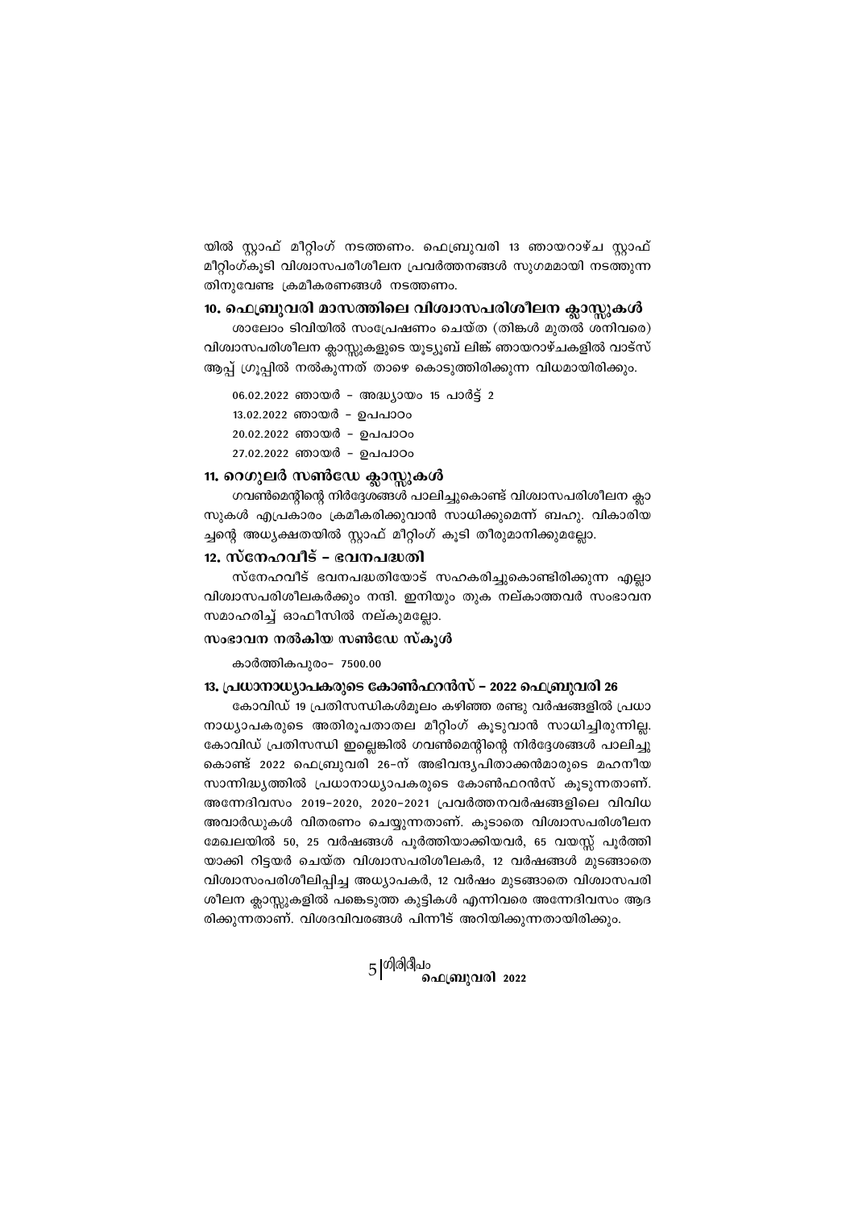യിൽ സ്റ്റാഫ് മീറ്റിംഗ് നടത്തണം. ഫെബ്രുവരി 13 ഞായറാഴ്ച സ്റ്റാഫ് മീറ്റിംഗ്കൂടി വിശ്വാസപരിശീലന പ്രവർത്തനങ്ങൾ സുഗമമായി നടത്തുന്നതിനുവേണ്ട ക്രമീകരണങ്ങൾ നടത്തണം.

### 10. ഫെബ്രുവരി മാസത്തിലെ വിശ്വാസപരിശീലന ക്ലാസ്സുകൾ

ശാലോം ടിവിയിൽ സംപ്രേഷണം ചെയ്ത (തിങ്കൾ മുതൽ ശനിവരെ) വിശ്വാസപരിശീലന ക്ലാസ്സുകളുടെ യൂട്യൂബ് ലിങ്ക് ഞായറാഴ്ചകളിൽ വാട്സ് ആപ്പ് ഗ്രൂപ്പിൽ നൽകുന്നത് താഴെ കൊടുത്തിരിക്കുന്ന വിധമായിരിക്കും.

06.02.2022 ഞായർ - അദ്ധ്യായം 15 പാർട്ട് 2

13.02.2022 ഞായർ - ഉപപാഠം

20.02.2022 ഞായർ - ഉപപാഠം

27.02.2022 ഞായർ - ഉപപാഠം

### 11. റെഗുലർ സൺഡേ ക്ലാസ്സുകൾ

ഗവൺമെന്റിന്റെ നിർദ്ദേശങ്ങൾ പാലിച്ചുകൊണ്ട് വിശ്വാസപരിശീലന ക്ലാസുകൾ എപ്രകാരം ക്രമീകരിക്കുവാൻ സാധിക്കുമെന്ന് ബഹു. വികാരിയച്ചന്റെ അധ്യക്ഷതയിൽ സ്റ്റാഫ് മീറ്റിംഗ് കൂടി തീരുമാനിക്കുമല്ലോ.

### 12. സ്നേഹവീട് - ഭവനപദ്ധതി

സ്നേഹവീട് ഭവനപദ്ധതിയോട് സഹകരിച്ചുകൊണ്ടിരിക്കുന്ന എല്ലാ വിശ്വാസപരിശീലകർക്കും നന്ദി. ഇനിയും തുക നല്കാത്തവർ സംഭാവന സമാഹരിച്ച് ഓഫീസിൽ നല്കുമല്ലോ.

#### സംഭാവന നൽകിയ സൺഡേ സ്കൂൾ

കാർത്തികപുരം- 7500.00

### 13. പ്രധാനാധ്യാപകരുടെ കോൺഫറൻസ് - 2022 ഫെബ്രുവരി 26

കോവിഡ് 19 പ്രതിസന്ധികൾമൂലം കഴിഞ്ഞ രണ്ടു വർഷങ്ങളിൽ പ്രധാനാധ്യാപകരുടെ അതിരൂപതാതല മീറ്റിംഗ് കൂടുവാൻ സാധിച്ചിരുന്നില്ല. കോവിഡ് പ്രതിസന്ധി ഇല്ലെങ്കിൽ ഗവൺമെന്റിന്റെ നിർദ്ദേശങ്ങൾ പാലിച്ചുകൊണ്ട് 2022 ഫെബ്രുവരി 26-ന് അഭിവന്ദ്യപിതാക്കൻമാരുടെ മഹനീയ സാന്നിദ്ധ്യത്തിൽ പ്രധാനാധ്യാപകരുടെ കോൺഫറൻസ് കൂടുന്നതാണ്. അന്നേദിവസം 2019-2020, 2020-2021 പ്രവർത്തനവർഷങ്ങളിലെ വിവിധ അവാർഡുകൾ വിതരണം ചെയ്യുന്നതാണ്. കൂടാതെ വിശ്വാസപരിശീലന മേഖലയിൽ 50, 25 വർഷങ്ങൾ പൂർത്തിയാക്കിയവർ, 65 വയസ്സ് പൂർത്തിയാക്കി റിട്ടയർ ചെയ്ത വിശ്വാസപരിശീലകർ, 12 വർഷങ്ങൾ മുടങ്ങാതെ വിശ്വാസംപരിശീലിപ്പിച്ച അധ്യാപകർ, 12 വർഷം മുടങ്ങാതെ വിശ്വാസപരിശീലന ക്ലാസ്സുകളിൽ പങ്കെടുത്ത കുട്ടികൾ എന്നിവരെ അന്നേദിവസം ആദരിക്കുന്നതാണ്. വിശദവിവരങ്ങൾ പിന്നീട് അറിയിക്കുന്നതായിരിക്കും.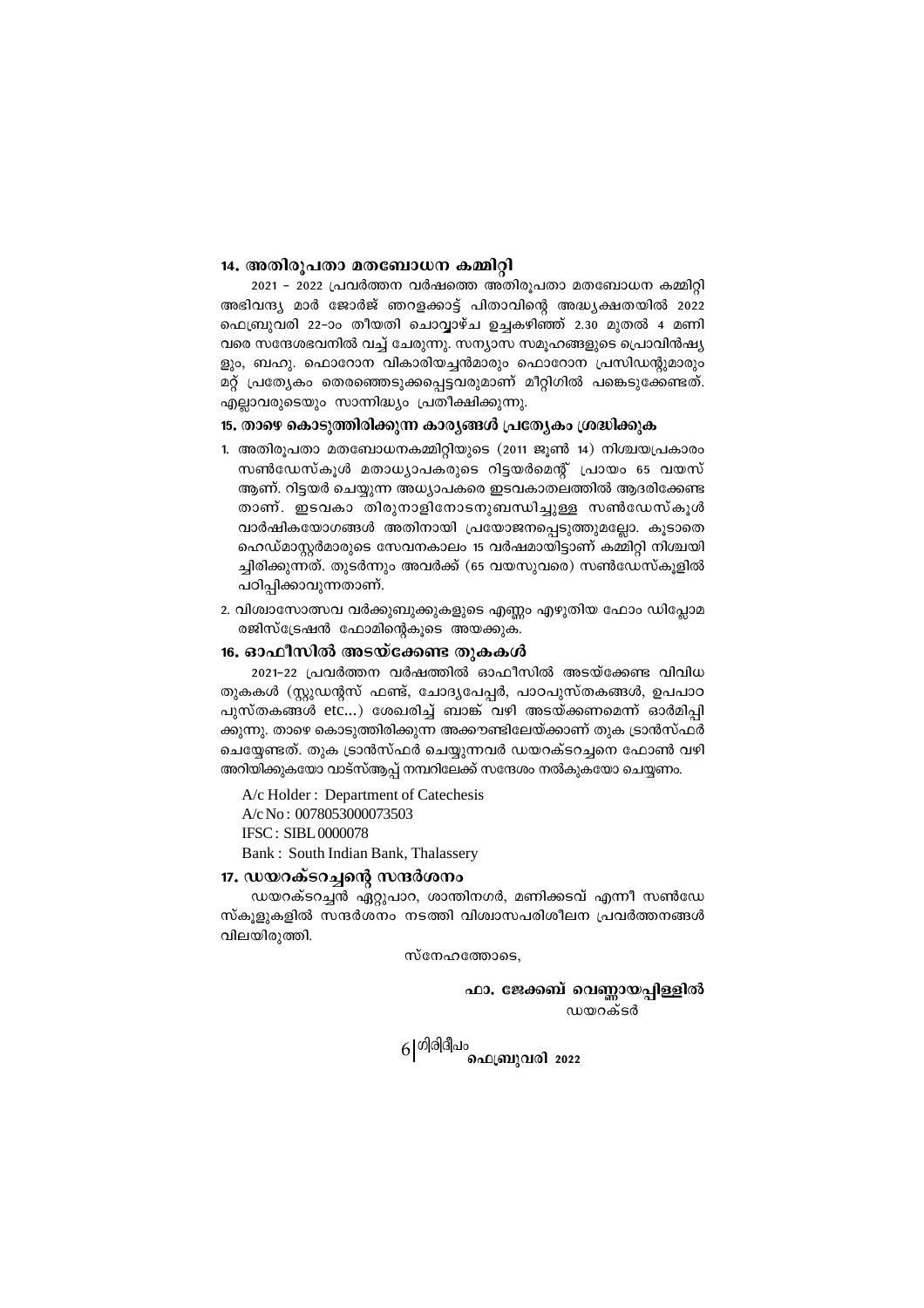## 14. അതിരൂപതാ മതബോധന കമ്മിറ്റി

2021 – 2022 പ്രവർത്തന വർഷത്തെ അതിരൂപതാ മതബോധന കമ്മിറ്റി അഭിവന്ദ്യ മാർ ജോർജ് ഞറളക്കാട്ട് പിതാവിന്റെ അദ്ധ്യക്ഷതയിൽ 2022 ഫെബ്രുവരി 22-ാം തീയതി ചൊവ്വാഴ്ച ഉച്ചകഴിഞ്ഞ് 2.30 മുതൽ 4 മണി വരെ സന്ദേശഭവനിൽ വച്ച് ചേരുന്നു. സന്യാസ സമൂഹങ്ങളുടെ പ്രൊവിൻഷ്യളും, ബഹു. ഫൊറോന വികാരിയച്ചൻമാരും ഫൊറോന പ്രസിഡന്റുമാരും മറ്റ് പ്രത്യേകം തെരഞ്ഞെടുക്കപ്പെട്ടവരുമാണ് മീറ്റിംഗിൽ പങ്കെടുക്കേണ്ടത്. എല്ലാവരുടെയും സാന്നിദ്ധ്യം പ്രതീക്ഷിക്കുന്നു.

## 15. താഴെ കൊടുത്തിരിക്കുന്ന കാര്യങ്ങൾ പ്രത്യേകം ശ്രദ്ധിക്കുക

1. അതിരൂപതാ മതബോധനകമ്മിറ്റിയുടെ (2011 ജൂൺ 14) നിശ്ചയപ്രകാരം സൺഡേസ്കൂൾ മതാധ്യാപകരുടെ റിട്ടയർമെന്റ് പ്രായം 65 വയസ് ആണ്. റിട്ടയർ ചെയ്യുന്ന അധ്യാപകരെ ഇടവകാതലത്തിൽ ആദരിക്കേണ്ടതാണ്. ഇടവകാ തിരുനാളിനോടനുബന്ധിച്ചുള്ള സൺഡേസ്കൂൾ വാർഷികയോഗങ്ങൾ അതിനായി പ്രയോജനപ്പെടുത്തുമല്ലോ. കൂടാതെ ഹെഡ്മാസ്റ്റർമാരുടെ സേവനകാലം 15 വർഷമായിട്ടാണ് കമ്മിറ്റി നിശ്ചയിച്ചിരിക്കുന്നത്. തുടർന്നും അവർക്ക് (65 വയസുവരെ) സൺഡേസ്കൂളിൽ പഠിപ്പിക്കാവുന്നതാണ്.
2. വിശ്വാസോത്സവ വർക്കുബുക്കുകളുടെ എണ്ണം എഴുതിയ ഫോം ഡിപ്ലോമ രജിസ്ട്രേഷൻ ഫോമിന്റെകൂടെ അയക്കുക.

## 16. ഓഫീസിൽ അടയ്ക്കേണ്ട തുകകൾ

2021–22 പ്രവർത്തന വർഷത്തിൽ ഓഫീസിൽ അടയ്ക്കേണ്ട വിവിധ തുകകൾ (സ്റ്റുഡന്റ്സ് ഫണ്ട്, ചോദ്യപേപ്പർ, പാഠപുസ്തകങ്ങൾ, ഉപപാഠ പുസ്തകങ്ങൾ etc...) ശേഖരിച്ച് ബാങ്ക് വഴി അടയ്ക്കണമെന്ന് ഓർമിപ്പിക്കുന്നു. താഴെ കൊടുത്തിരിക്കുന്ന അക്കൗണ്ടിലേയ്ക്കാണ് തുക ട്രാൻസ്ഫർ ചെയ്യേണ്ടത്. തുക ട്രാൻസ്ഫർ ചെയ്യുന്നവർ ഡയറക്ടറച്ചനെ ഫോൺ വഴി അറിയിക്കുകയോ വാട്സ്ആപ്പ് നമ്പറിലേക്ക് സന്ദേശം നൽകുകയോ ചെയ്യണം.

A/c Holder : Department of Catechesis
A/c No : 0078053000073503
IFSC : SIBL0000078
Bank : South Indian Bank, Thalassery

## 17. ഡയറക്ടറച്ചന്റെ സന്ദർശനം

ഡയറക്ടറച്ചൻ ഏറ്റുപാറ, ശാന്തിനഗർ, മണിക്കടവ് എന്നീ സൺഡേസ്കൂളുകളിൽ സന്ദർശനം നടത്തി വിശ്വാസപരിശീലന പ്രവർത്തനങ്ങൾ വിലയിരുത്തി.

സ്നേഹത്തോടെ,

**ഫാ. ജേക്കബ് വെണ്ണായപ്പിള്ളിൽ**
ഡയറക്ടർ